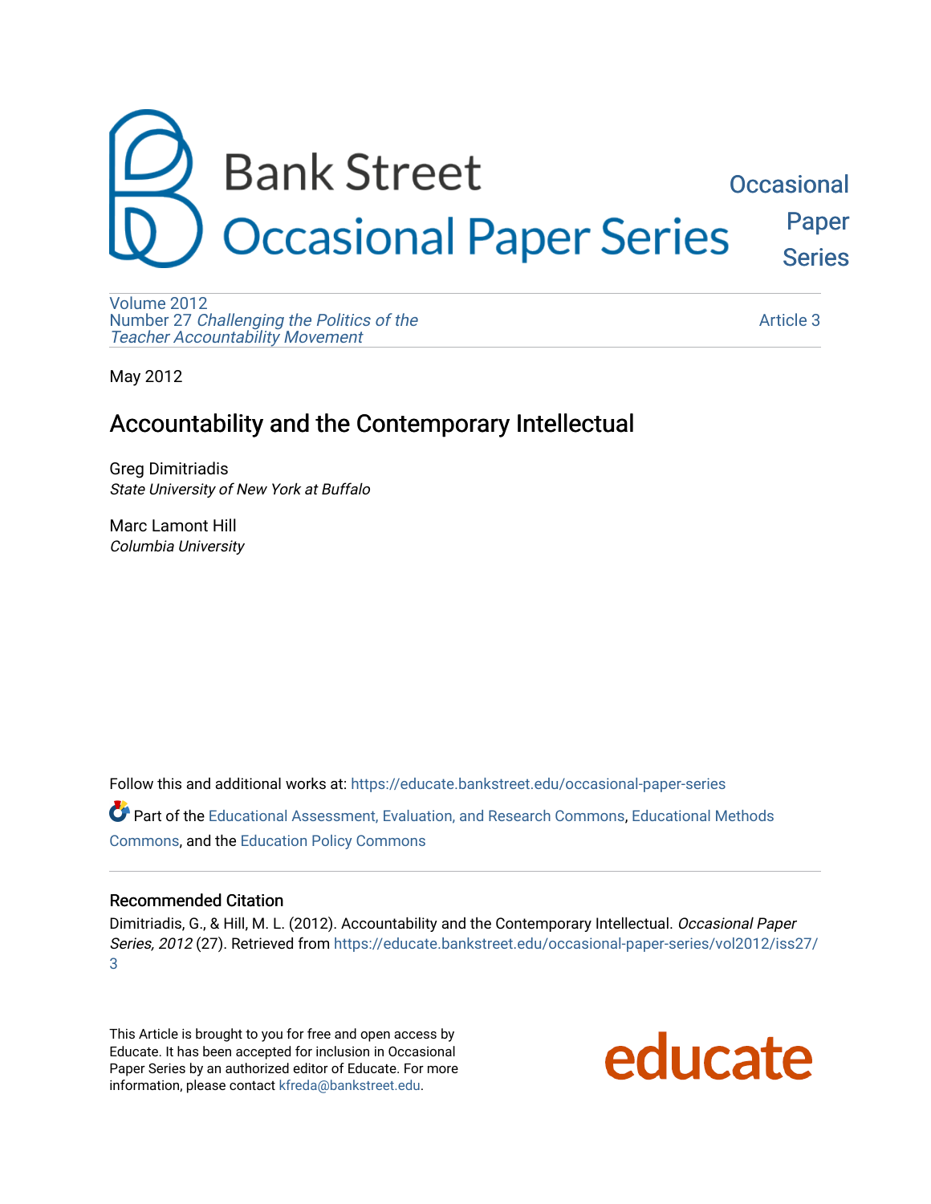Bank Street Occasional Paper Series

Occasional Paper Series

Volume 2012
Number 27 *Challenging the Politics of the Teacher Accountability Movement*

Article 3

May 2012

# Accountability and the Contemporary Intellectual

Greg Dimitriadis
*State University of New York at Buffalo*

Marc Lamont Hill
*Columbia University*

Follow this and additional works at: https://educate.bankstreet.edu/occasional-paper-series

Part of the Educational Assessment, Evaluation, and Research Commons, Educational Methods Commons, and the Education Policy Commons

## Recommended Citation

Dimitriadis, G., & Hill, M. L. (2012). Accountability and the Contemporary Intellectual. *Occasional Paper Series, 2012* (27). Retrieved from https://educate.bankstreet.edu/occasional-paper-series/vol2012/iss27/3

This Article is brought to you for free and open access by Educate. It has been accepted for inclusion in Occasional Paper Series by an authorized editor of Educate. For more information, please contact kfreda@bankstreet.edu.

educate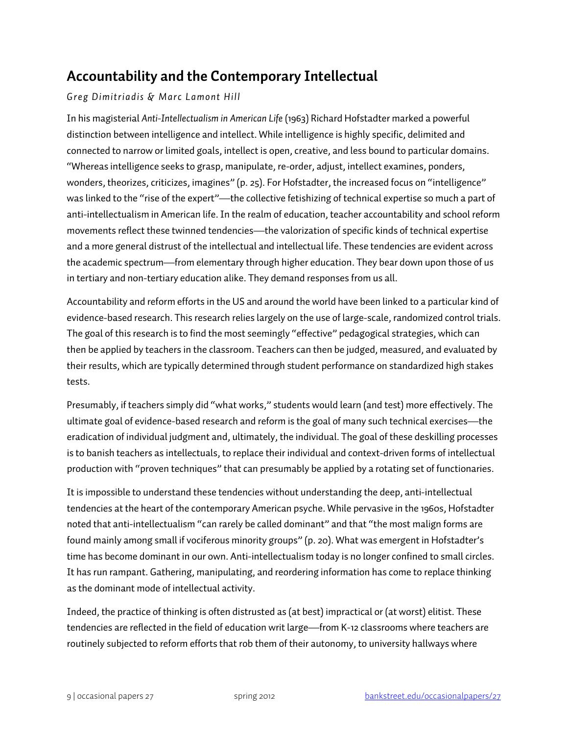## Accountability and the Contemporary Intellectual

*Greg Dimitriadis & Marc Lamont Hill*

In his magisterial *Anti-Intellectualism in American Life* (1963) Richard Hofstadter marked a powerful distinction between intelligence and intellect. While intelligence is highly specific, delimited and connected to narrow or limited goals, intellect is open, creative, and less bound to particular domains. "Whereas intelligence seeks to grasp, manipulate, re-order, adjust, intellect examines, ponders, wonders, theorizes, criticizes, imagines" (p. 25). For Hofstadter, the increased focus on "intelligence" was linked to the "rise of the expert"—the collective fetishizing of technical expertise so much a part of anti-intellectualism in American life. In the realm of education, teacher accountability and school reform movements reflect these twinned tendencies—the valorization of specific kinds of technical expertise and a more general distrust of the intellectual and intellectual life. These tendencies are evident across the academic spectrum—from elementary through higher education. They bear down upon those of us in tertiary and non-tertiary education alike. They demand responses from us all.

Accountability and reform efforts in the US and around the world have been linked to a particular kind of evidence-based research. This research relies largely on the use of large-scale, randomized control trials. The goal of this research is to find the most seemingly "effective" pedagogical strategies, which can then be applied by teachers in the classroom. Teachers can then be judged, measured, and evaluated by their results, which are typically determined through student performance on standardized high stakes tests.

Presumably, if teachers simply did "what works," students would learn (and test) more effectively. The ultimate goal of evidence-based research and reform is the goal of many such technical exercises—the eradication of individual judgment and, ultimately, the individual. The goal of these deskilling processes is to banish teachers as intellectuals, to replace their individual and context-driven forms of intellectual production with "proven techniques" that can presumably be applied by a rotating set of functionaries.

It is impossible to understand these tendencies without understanding the deep, anti-intellectual tendencies at the heart of the contemporary American psyche. While pervasive in the 1960s, Hofstadter noted that anti-intellectualism "can rarely be called dominant" and that "the most malign forms are found mainly among small if vociferous minority groups" (p. 20). What was emergent in Hofstadter's time has become dominant in our own. Anti-intellectualism today is no longer confined to small circles. It has run rampant. Gathering, manipulating, and reordering information has come to replace thinking as the dominant mode of intellectual activity.

Indeed, the practice of thinking is often distrusted as (at best) impractical or (at worst) elitist. These tendencies are reflected in the field of education writ large—from K-12 classrooms where teachers are routinely subjected to reform efforts that rob them of their autonomy, to university hallways where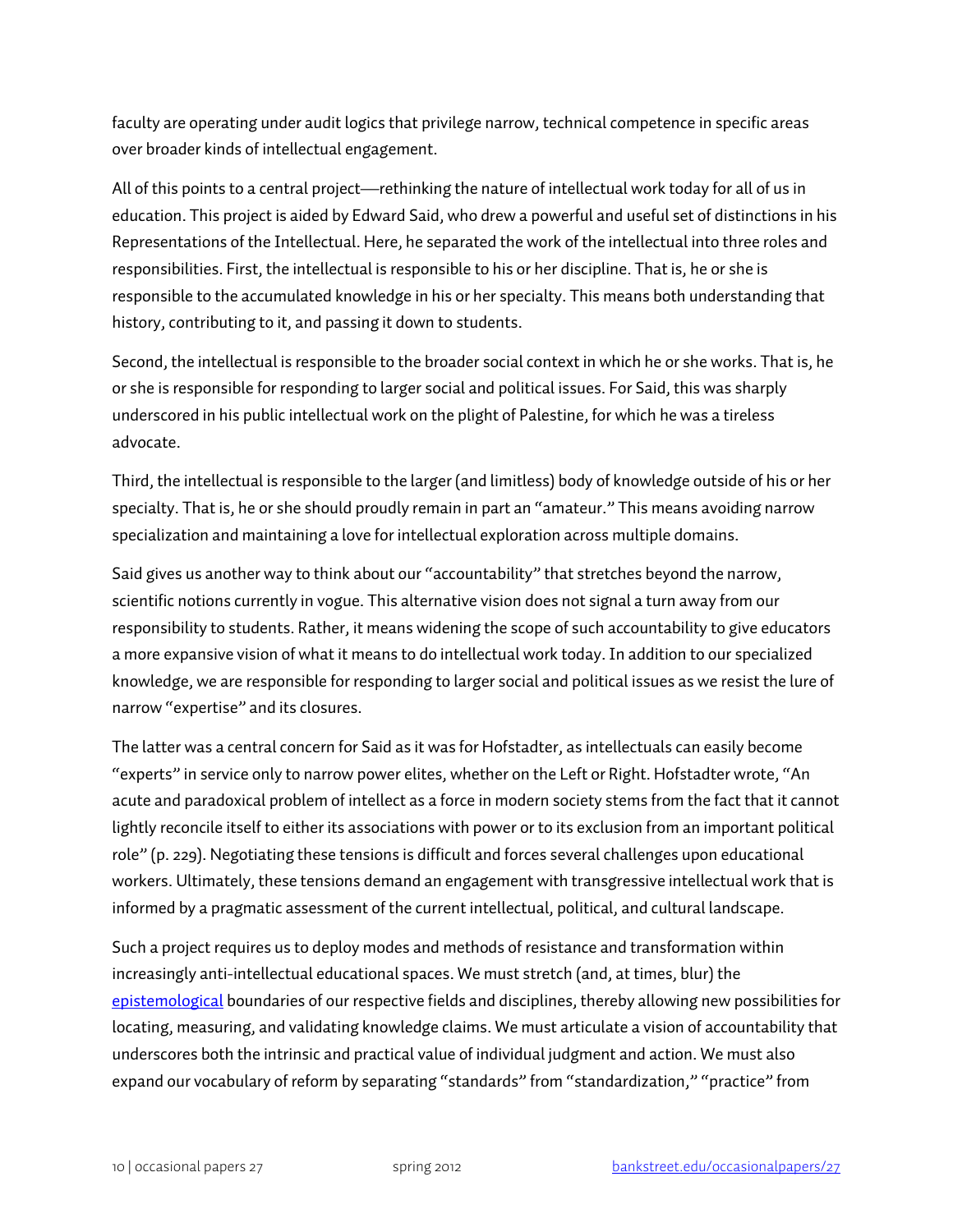faculty are operating under audit logics that privilege narrow, technical competence in specific areas over broader kinds of intellectual engagement.

All of this points to a central project—rethinking the nature of intellectual work today for all of us in education. This project is aided by Edward Said, who drew a powerful and useful set of distinctions in his Representations of the Intellectual. Here, he separated the work of the intellectual into three roles and responsibilities. First, the intellectual is responsible to his or her discipline. That is, he or she is responsible to the accumulated knowledge in his or her specialty. This means both understanding that history, contributing to it, and passing it down to students.

Second, the intellectual is responsible to the broader social context in which he or she works. That is, he or she is responsible for responding to larger social and political issues. For Said, this was sharply underscored in his public intellectual work on the plight of Palestine, for which he was a tireless advocate.

Third, the intellectual is responsible to the larger (and limitless) body of knowledge outside of his or her specialty. That is, he or she should proudly remain in part an "amateur." This means avoiding narrow specialization and maintaining a love for intellectual exploration across multiple domains.

Said gives us another way to think about our "accountability" that stretches beyond the narrow, scientific notions currently in vogue. This alternative vision does not signal a turn away from our responsibility to students. Rather, it means widening the scope of such accountability to give educators a more expansive vision of what it means to do intellectual work today. In addition to our specialized knowledge, we are responsible for responding to larger social and political issues as we resist the lure of narrow "expertise" and its closures.

The latter was a central concern for Said as it was for Hofstadter, as intellectuals can easily become "experts" in service only to narrow power elites, whether on the Left or Right. Hofstadter wrote, "An acute and paradoxical problem of intellect as a force in modern society stems from the fact that it cannot lightly reconcile itself to either its associations with power or to its exclusion from an important political role" (p. 229). Negotiating these tensions is difficult and forces several challenges upon educational workers. Ultimately, these tensions demand an engagement with transgressive intellectual work that is informed by a pragmatic assessment of the current intellectual, political, and cultural landscape.

Such a project requires us to deploy modes and methods of resistance and transformation within increasingly anti-intellectual educational spaces. We must stretch (and, at times, blur) the epistemological boundaries of our respective fields and disciplines, thereby allowing new possibilities for locating, measuring, and validating knowledge claims. We must articulate a vision of accountability that underscores both the intrinsic and practical value of individual judgment and action. We must also expand our vocabulary of reform by separating "standards" from "standardization," "practice" from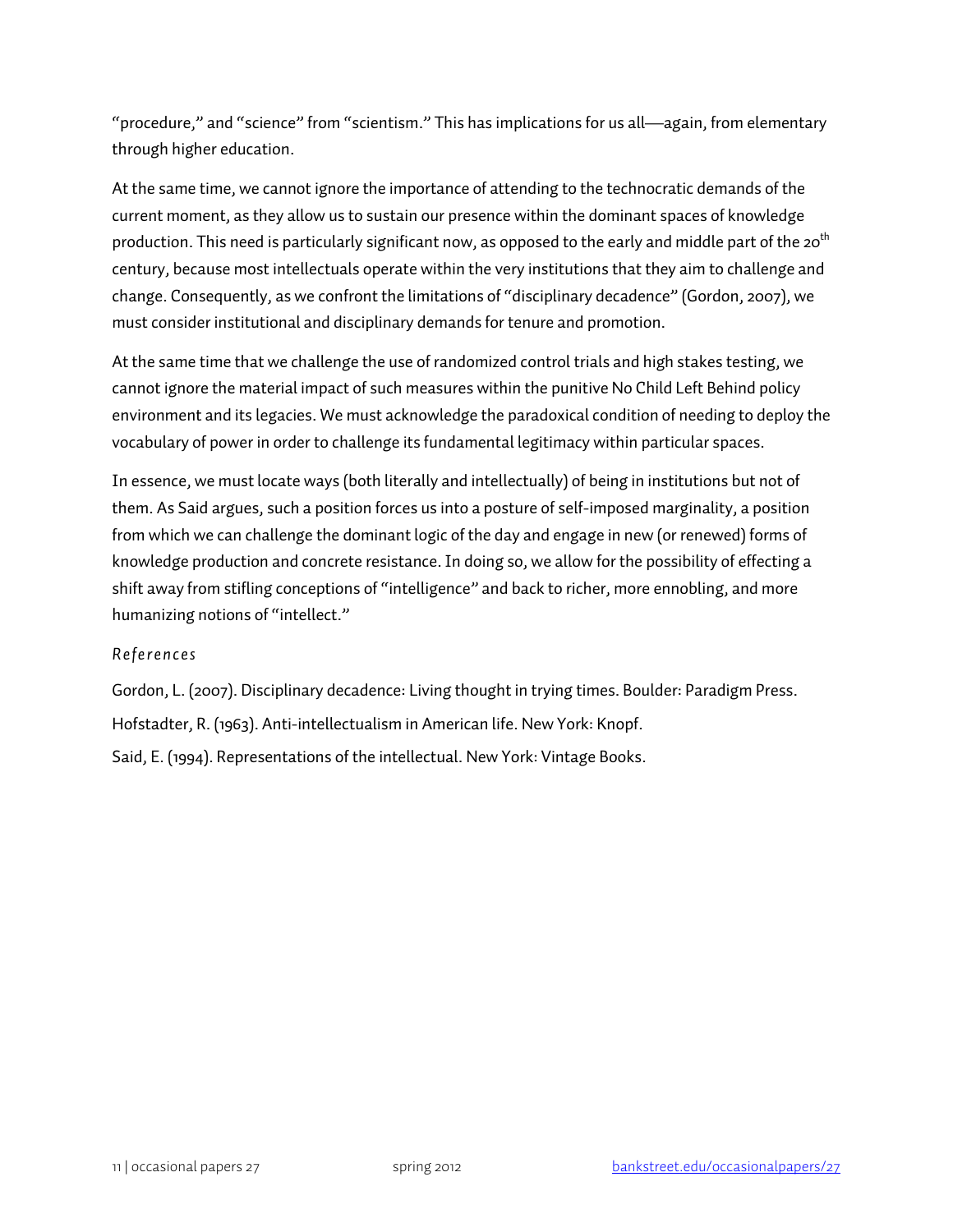"procedure," and "science" from "scientism." This has implications for us all—again, from elementary through higher education.

At the same time, we cannot ignore the importance of attending to the technocratic demands of the current moment, as they allow us to sustain our presence within the dominant spaces of knowledge production. This need is particularly significant now, as opposed to the early and middle part of the 20th century, because most intellectuals operate within the very institutions that they aim to challenge and change. Consequently, as we confront the limitations of "disciplinary decadence" (Gordon, 2007), we must consider institutional and disciplinary demands for tenure and promotion.

At the same time that we challenge the use of randomized control trials and high stakes testing, we cannot ignore the material impact of such measures within the punitive No Child Left Behind policy environment and its legacies. We must acknowledge the paradoxical condition of needing to deploy the vocabulary of power in order to challenge its fundamental legitimacy within particular spaces.

In essence, we must locate ways (both literally and intellectually) of being in institutions but not of them. As Said argues, such a position forces us into a posture of self-imposed marginality, a position from which we can challenge the dominant logic of the day and engage in new (or renewed) forms of knowledge production and concrete resistance. In doing so, we allow for the possibility of effecting a shift away from stifling conceptions of "intelligence" and back to richer, more ennobling, and more humanizing notions of "intellect."

### *References*

Gordon, L. (2007). Disciplinary decadence: Living thought in trying times. Boulder: Paradigm Press.

Hofstadter, R. (1963). Anti-intellectualism in American life. New York: Knopf.

Said, E. (1994). Representations of the intellectual. New York: Vintage Books.